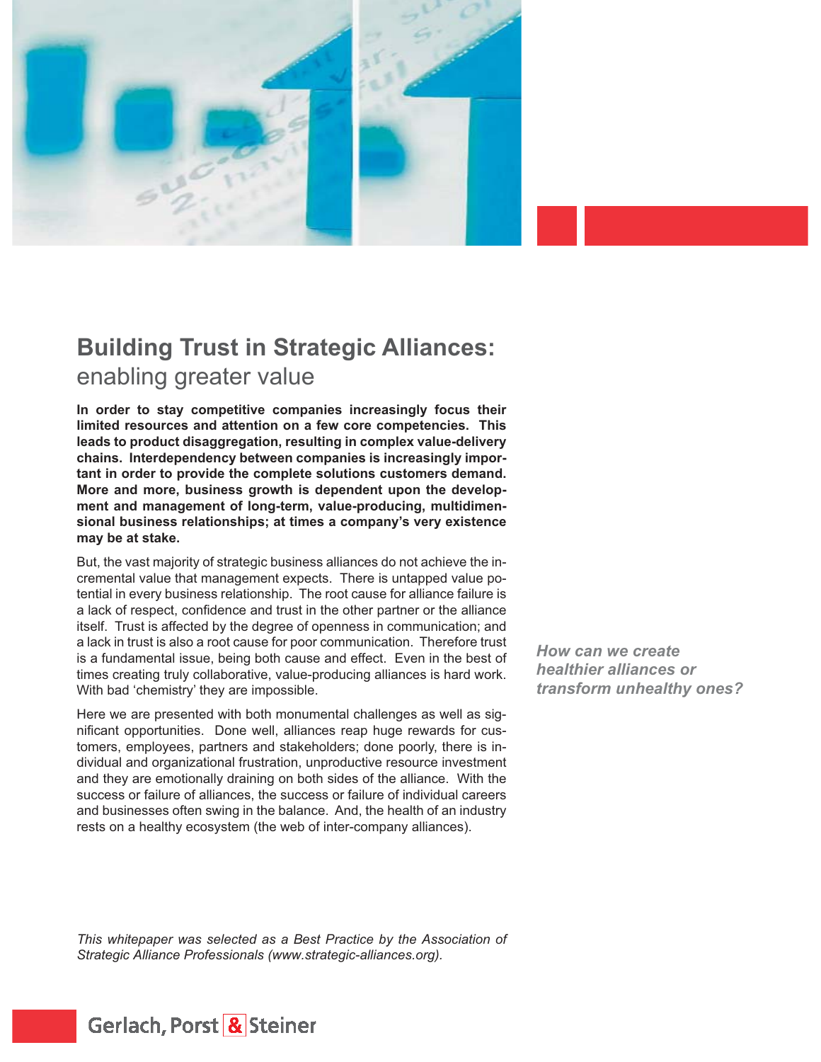# Building Trust in Strategic Alliances:

## enabling greater value

**In order to stay competitive companies increasingly focus their limited resources and attention on a few core competencies. This leads to product disaggregation, resulting in complex value-delivery chains. Interdependency between companies is increasingly important in order to provide the complete solutions customers demand. More and more, business growth is dependent upon the development and management of long-term, value-producing, multidimensional business relationships; at times a company's very existence may be at stake.**

But, the vast majority of strategic business alliances do not achieve the incremental value that management expects. There is untapped value potential in every business relationship. The root cause for alliance failure is a lack of respect, confidence and trust in the other partner or the alliance itself. Trust is affected by the degree of openness in communication; and a lack in trust is also a root cause for poor communication. Therefore trust is a fundamental issue, being both cause and effect. Even in the best of times creating truly collaborative, value-producing alliances is hard work. With bad 'chemistry' they are impossible.

***How can we create healthier alliances or transform unhealthy ones?***

Here we are presented with both monumental challenges as well as significant opportunities. Done well, alliances reap huge rewards for customers, employees, partners and stakeholders; done poorly, there is individual and organizational frustration, unproductive resource investment and they are emotionally draining on both sides of the alliance. With the success or failure of alliances, the success or failure of individual careers and businesses often swing in the balance. And, the health of an industry rests on a healthy ecosystem (the web of inter-company alliances).

*This whitepaper was selected as a Best Practice by the Association of Strategic Alliance Professionals (www.strategic-alliances.org).*

Gerlach, Porst & Steiner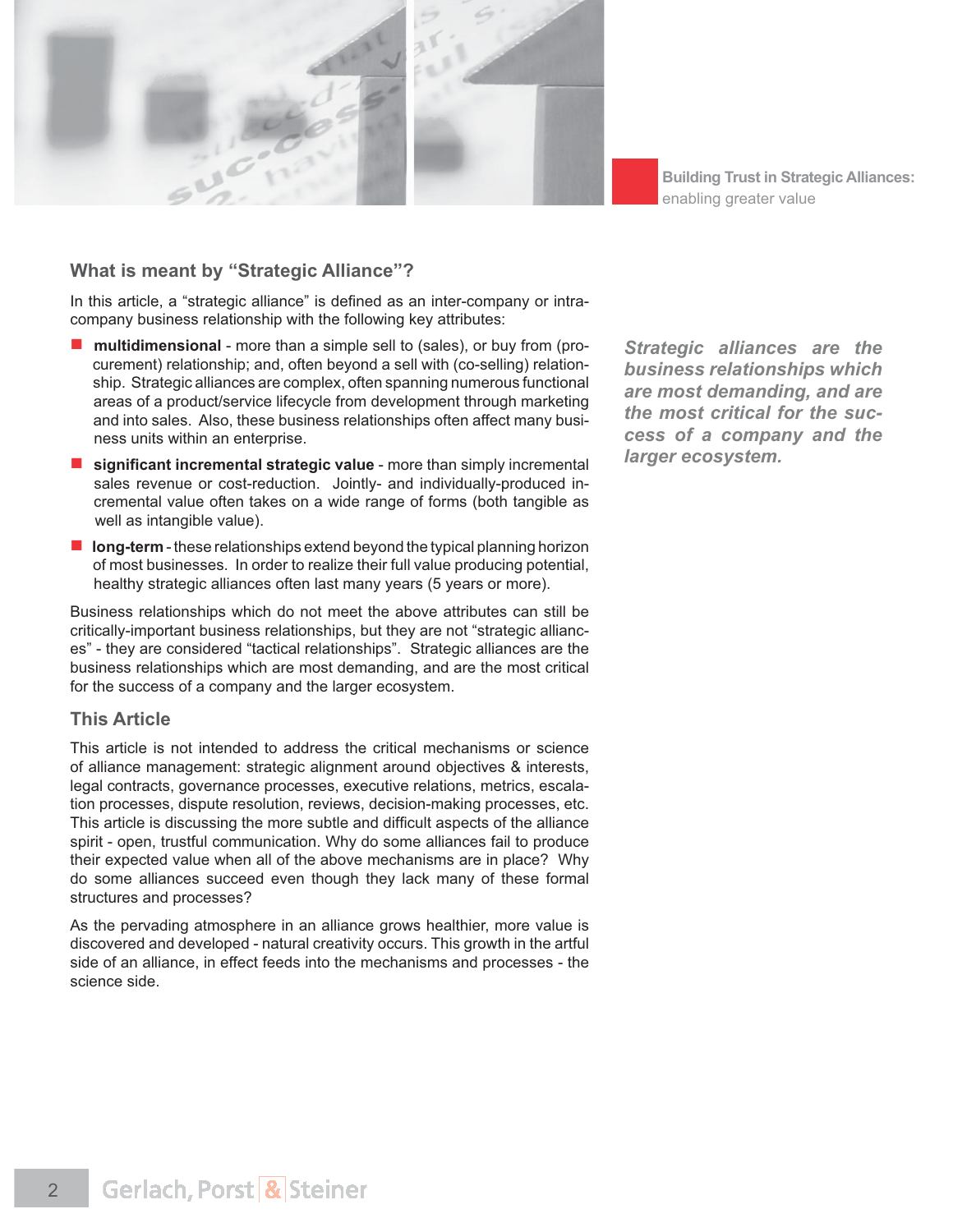## What is meant by "Strategic Alliance"?

In this article, a "strategic alliance" is defined as an inter-company or intra-company business relationship with the following key attributes:

- **multidimensional** - more than a simple sell to (sales), or buy from (procurement) relationship; and, often beyond a sell with (co-selling) relationship. Strategic alliances are complex, often spanning numerous functional areas of a product/service lifecycle from development through marketing and into sales. Also, these business relationships often affect many business units within an enterprise.
- **significant incremental strategic value** - more than simply incremental sales revenue or cost-reduction. Jointly- and individually-produced incremental value often takes on a wide range of forms (both tangible as well as intangible value).
- **long-term** - these relationships extend beyond the typical planning horizon of most businesses. In order to realize their full value producing potential, healthy strategic alliances often last many years (5 years or more).

Business relationships which do not meet the above attributes can still be critically-important business relationships, but they are not "strategic alliances" - they are considered "tactical relationships". Strategic alliances are the business relationships which are most demanding, and are the most critical for the success of a company and the larger ecosystem.

*Strategic alliances are the business relationships which are most demanding, and are the most critical for the success of a company and the larger ecosystem.*

### This Article

This article is not intended to address the critical mechanisms or science of alliance management: strategic alignment around objectives & interests, legal contracts, governance processes, executive relations, metrics, escalation processes, dispute resolution, reviews, decision-making processes, etc. This article is discussing the more subtle and difficult aspects of the alliance spirit - open, trustful communication. Why do some alliances fail to produce their expected value when all of the above mechanisms are in place? Why do some alliances succeed even though they lack many of these formal structures and processes?

As the pervading atmosphere in an alliance grows healthier, more value is discovered and developed - natural creativity occurs. This growth in the artful side of an alliance, in effect feeds into the mechanisms and processes - the science side.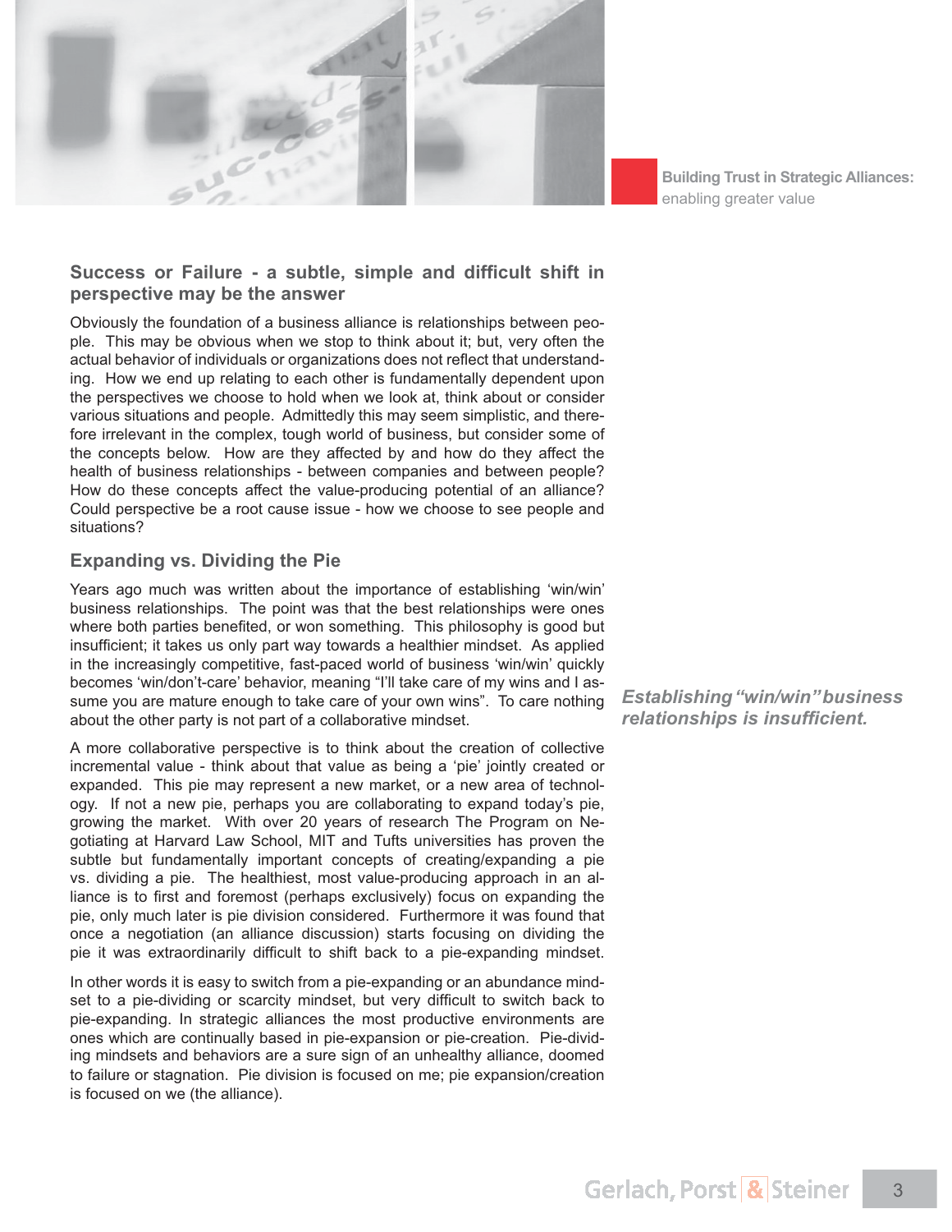## Success or Failure - a subtle, simple and difficult shift in perspective may be the answer

Obviously the foundation of a business alliance is relationships between people. This may be obvious when we stop to think about it; but, very often the actual behavior of individuals or organizations does not reflect that understanding. How we end up relating to each other is fundamentally dependent upon the perspectives we choose to hold when we look at, think about or consider various situations and people. Admittedly this may seem simplistic, and therefore irrelevant in the complex, tough world of business, but consider some of the concepts below. How are they affected by and how do they affect the health of business relationships - between companies and between people? How do these concepts affect the value-producing potential of an alliance? Could perspective be a root cause issue - how we choose to see people and situations?

### Expanding vs. Dividing the Pie

Years ago much was written about the importance of establishing 'win/win' business relationships. The point was that the best relationships were ones where both parties benefited, or won something. This philosophy is good but insufficient; it takes us only part way towards a healthier mindset. As applied in the increasingly competitive, fast-paced world of business 'win/win' quickly becomes 'win/don't-care' behavior, meaning "I'll take care of my wins and I assume you are mature enough to take care of your own wins". To care nothing about the other party is not part of a collaborative mindset.

***Establishing "win/win" business relationships is insufficient.***

A more collaborative perspective is to think about the creation of collective incremental value - think about that value as being a 'pie' jointly created or expanded. This pie may represent a new market, or a new area of technology. If not a new pie, perhaps you are collaborating to expand today's pie, growing the market. With over 20 years of research The Program on Negotiating at Harvard Law School, MIT and Tufts universities has proven the subtle but fundamentally important concepts of creating/expanding a pie vs. dividing a pie. The healthiest, most value-producing approach in an alliance is to first and foremost (perhaps exclusively) focus on expanding the pie, only much later is pie division considered. Furthermore it was found that once a negotiation (an alliance discussion) starts focusing on dividing the pie it was extraordinarily difficult to shift back to a pie-expanding mindset.

In other words it is easy to switch from a pie-expanding or an abundance mindset to a pie-dividing or scarcity mindset, but very difficult to switch back to pie-expanding. In strategic alliances the most productive environments are ones which are continually based in pie-expansion or pie-creation. Pie-dividing mindsets and behaviors are a sure sign of an unhealthy alliance, doomed to failure or stagnation. Pie division is focused on me; pie expansion/creation is focused on we (the alliance).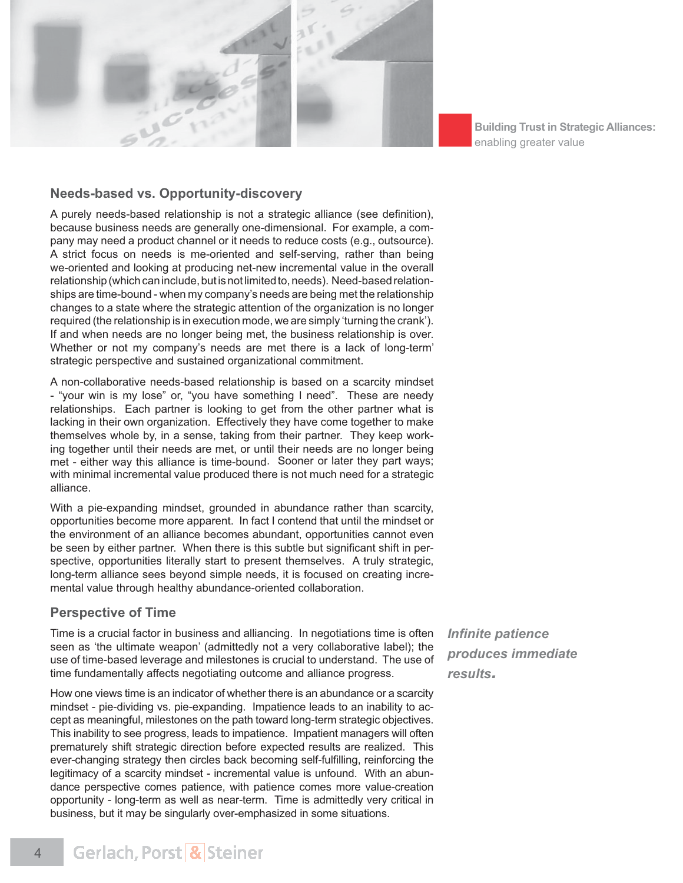## Needs-based vs. Opportunity-discovery

A purely needs-based relationship is not a strategic alliance (see definition), because business needs are generally one-dimensional. For example, a company may need a product channel or it needs to reduce costs (e.g., outsource). A strict focus on needs is me-oriented and self-serving, rather than being we-oriented and looking at producing net-new incremental value in the overall relationship (which can include, but is not limited to, needs). Need-based relationships are time-bound - when my company's needs are being met the relationship changes to a state where the strategic attention of the organization is no longer required (the relationship is in execution mode, we are simply 'turning the crank'). If and when needs are no longer being met, the business relationship is over. Whether or not my company's needs are met there is a lack of long-term' strategic perspective and sustained organizational commitment.

A non-collaborative needs-based relationship is based on a scarcity mindset - "your win is my lose" or, "you have something I need". These are needy relationships. Each partner is looking to get from the other partner what is lacking in their own organization. Effectively they have come together to make themselves whole by, in a sense, taking from their partner. They keep working together until their needs are met, or until their needs are no longer being met - either way this alliance is time-bound. Sooner or later they part ways; with minimal incremental value produced there is not much need for a strategic alliance.

With a pie-expanding mindset, grounded in abundance rather than scarcity, opportunities become more apparent. In fact I contend that until the mindset or the environment of an alliance becomes abundant, opportunities cannot even be seen by either partner. When there is this subtle but significant shift in perspective, opportunities literally start to present themselves. A truly strategic, long-term alliance sees beyond simple needs, it is focused on creating incremental value through healthy abundance-oriented collaboration.

## Perspective of Time

Time is a crucial factor in business and alliancing. In negotiations time is often seen as 'the ultimate weapon' (admittedly not a very collaborative label); the use of time-based leverage and milestones is crucial to understand. The use of time fundamentally affects negotiating outcome and alliance progress.

*Infinite patience produces immediate results.*

How one views time is an indicator of whether there is an abundance or a scarcity mindset - pie-dividing vs. pie-expanding. Impatience leads to an inability to accept as meaningful, milestones on the path toward long-term strategic objectives. This inability to see progress, leads to impatience. Impatient managers will often prematurely shift strategic direction before expected results are realized. This ever-changing strategy then circles back becoming self-fulfilling, reinforcing the legitimacy of a scarcity mindset - incremental value is unfound. With an abundance perspective comes patience, with patience comes more value-creation opportunity - long-term as well as near-term. Time is admittedly very critical in business, but it may be singularly over-emphasized in some situations.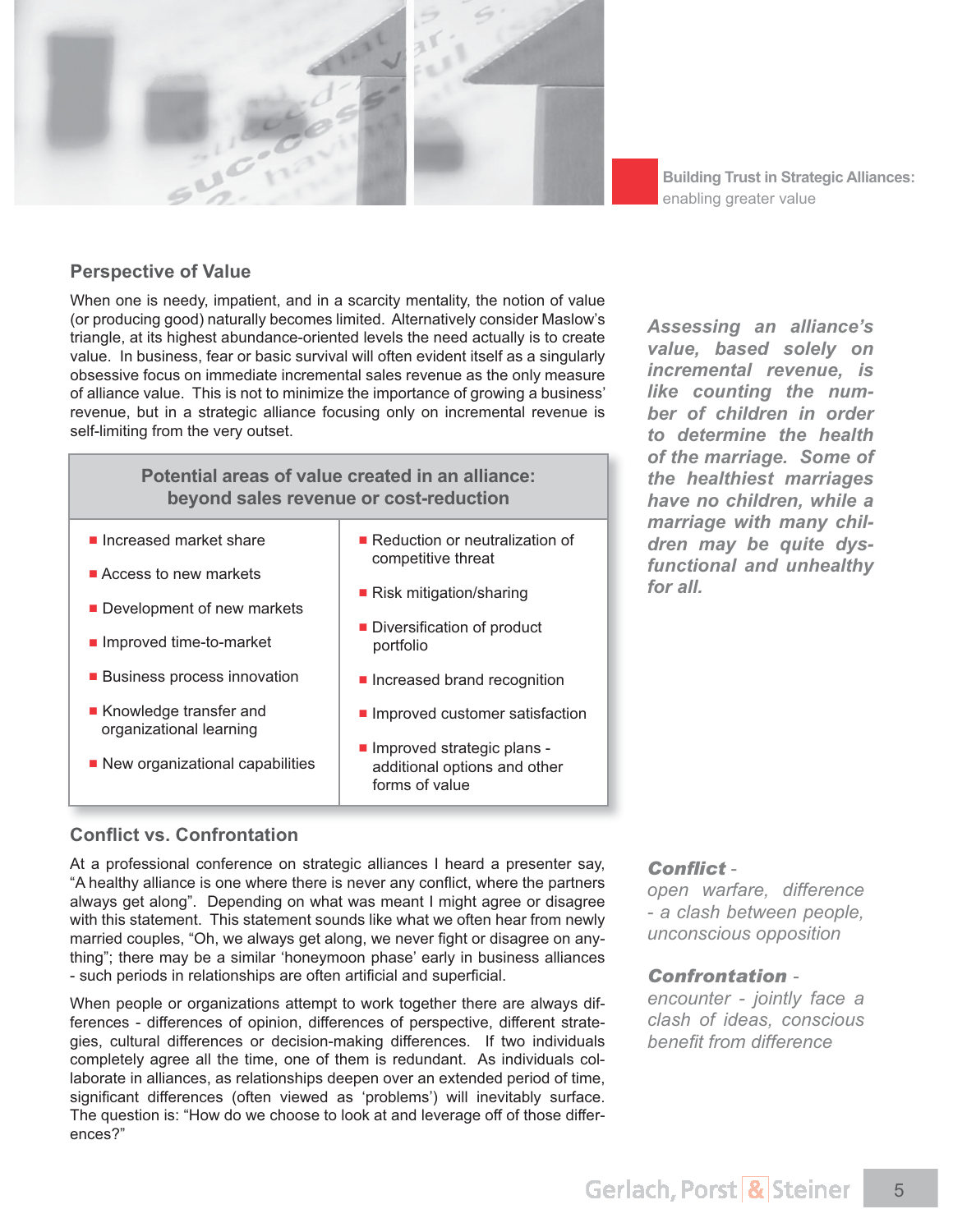## Perspective of Value

When one is needy, impatient, and in a scarcity mentality, the notion of value (or producing good) naturally becomes limited. Alternatively consider Maslow's triangle, at its highest abundance-oriented levels the need actually is to create value. In business, fear or basic survival will often evident itself as a singularly obsessive focus on immediate incremental sales revenue as the only measure of alliance value. This is not to minimize the importance of growing a business' revenue, but in a strategic alliance focusing only on incremental revenue is self-limiting from the very outset.

*Assessing an alliance's value, based solely on incremental revenue, is like counting the number of children in order to determine the health of the marriage. Some of the healthiest marriages have no children, while a marriage with many children may be quite dysfunctional and unhealthy for all.*

| Potential areas of value created in an alliance: beyond sales revenue or cost-reduction | |
|---|---|
| Increased market share | Reduction or neutralization of competitive threat |
| Access to new markets | Risk mitigation/sharing |
| Development of new markets | Diversification of product portfolio |
| Improved time-to-market | Increased brand recognition |
| Business process innovation | Improved customer satisfaction |
| Knowledge transfer and organizational learning | Improved strategic plans - additional options and other forms of value |
| New organizational capabilities | |

## Conflict vs. Confrontation

At a professional conference on strategic alliances I heard a presenter say, "A healthy alliance is one where there is never any conflict, where the partners always get along". Depending on what was meant I might agree or disagree with this statement. This statement sounds like what we often hear from newly married couples, "Oh, we always get along, we never fight or disagree on anything"; there may be a similar 'honeymoon phase' early in business alliances - such periods in relationships are often artificial and superficial.

When people or organizations attempt to work together there are always differences - differences of opinion, differences of perspective, different strategies, cultural differences or decision-making differences. If two individuals completely agree all the time, one of them is redundant. As individuals collaborate in alliances, as relationships deepen over an extended period of time, significant differences (often viewed as 'problems') will inevitably surface. The question is: "How do we choose to look at and leverage off of those differences?"

***Conflict*** - *open warfare, difference - a clash between people, unconscious opposition*

***Confrontation*** - *encounter - jointly face a clash of ideas, conscious benefit from difference*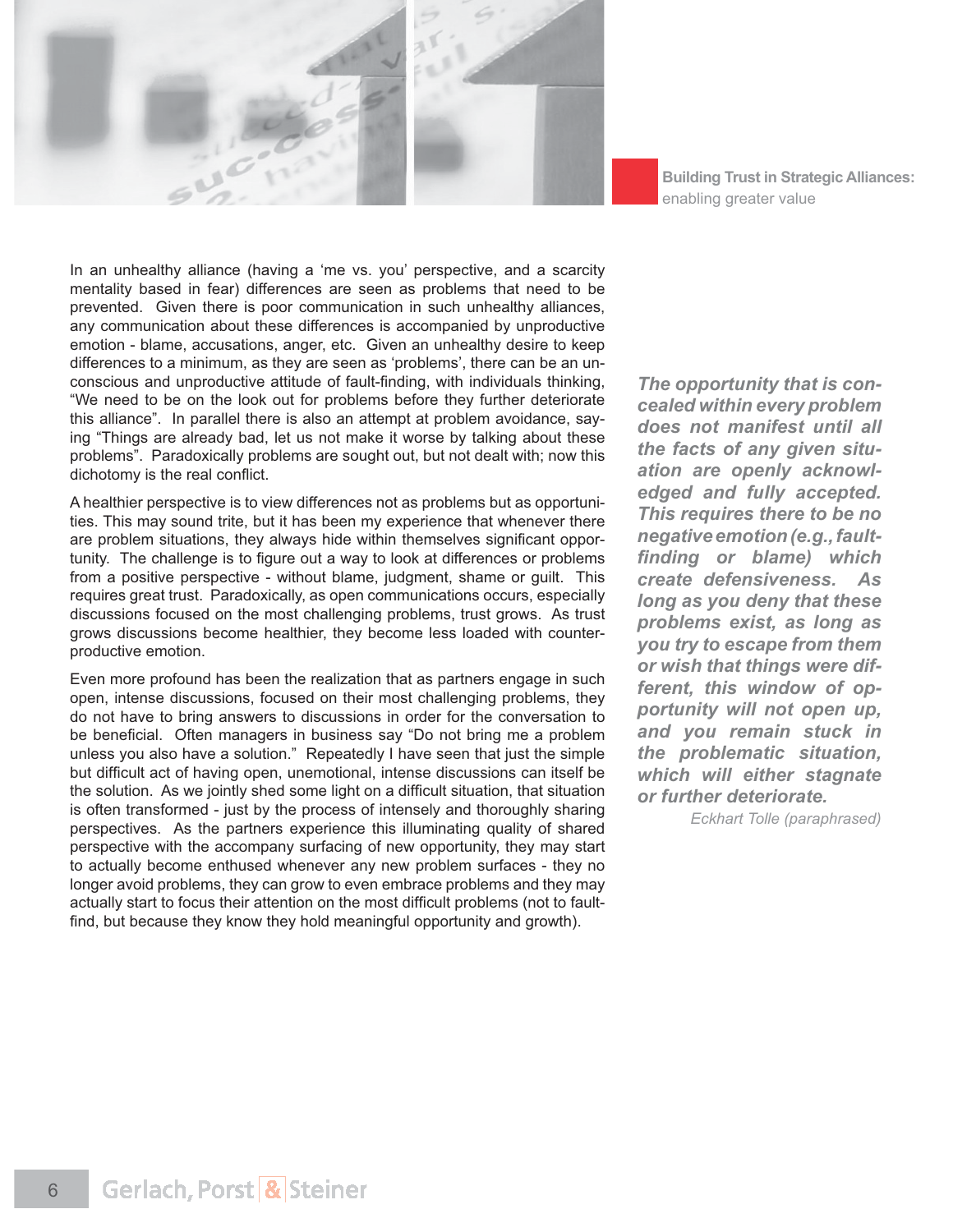In an unhealthy alliance (having a 'me vs. you' perspective, and a scarcity mentality based in fear) differences are seen as problems that need to be prevented. Given there is poor communication in such unhealthy alliances, any communication about these differences is accompanied by unproductive emotion - blame, accusations, anger, etc. Given an unhealthy desire to keep differences to a minimum, as they are seen as 'problems', there can be an unconscious and unproductive attitude of fault-finding, with individuals thinking, "We need to be on the look out for problems before they further deteriorate this alliance". In parallel there is also an attempt at problem avoidance, saying "Things are already bad, let us not make it worse by talking about these problems". Paradoxically problems are sought out, but not dealt with; now this dichotomy is the real conflict.

A healthier perspective is to view differences not as problems but as opportunities. This may sound trite, but it has been my experience that whenever there are problem situations, they always hide within themselves significant opportunity. The challenge is to figure out a way to look at differences or problems from a positive perspective - without blame, judgment, shame or guilt. This requires great trust. Paradoxically, as open communications occurs, especially discussions focused on the most challenging problems, trust grows. As trust grows discussions become healthier, they become less loaded with counter-productive emotion.

Even more profound has been the realization that as partners engage in such open, intense discussions, focused on their most challenging problems, they do not have to bring answers to discussions in order for the conversation to be beneficial. Often managers in business say "Do not bring me a problem unless you also have a solution." Repeatedly I have seen that just the simple but difficult act of having open, unemotional, intense discussions can itself be the solution. As we jointly shed some light on a difficult situation, that situation is often transformed - just by the process of intensely and thoroughly sharing perspectives. As the partners experience this illuminating quality of shared perspective with the accompany surfacing of new opportunity, they may start to actually become enthused whenever any new problem surfaces - they no longer avoid problems, they can grow to even embrace problems and they may actually start to focus their attention on the most difficult problems (not to fault-find, but because they know they hold meaningful opportunity and growth).

> ***The opportunity that is concealed within every problem does not manifest until all the facts of any given situation are openly acknowledged and fully accepted. This requires there to be no negative emotion (e.g., fault-finding or blame) which create defensiveness. As long as you deny that these problems exist, as long as you try to escape from them or wish that things were different, this window of opportunity will not open up, and you remain stuck in the problematic situation, which will either stagnate or further deteriorate.***
>
> *Eckhart Tolle (paraphrased)*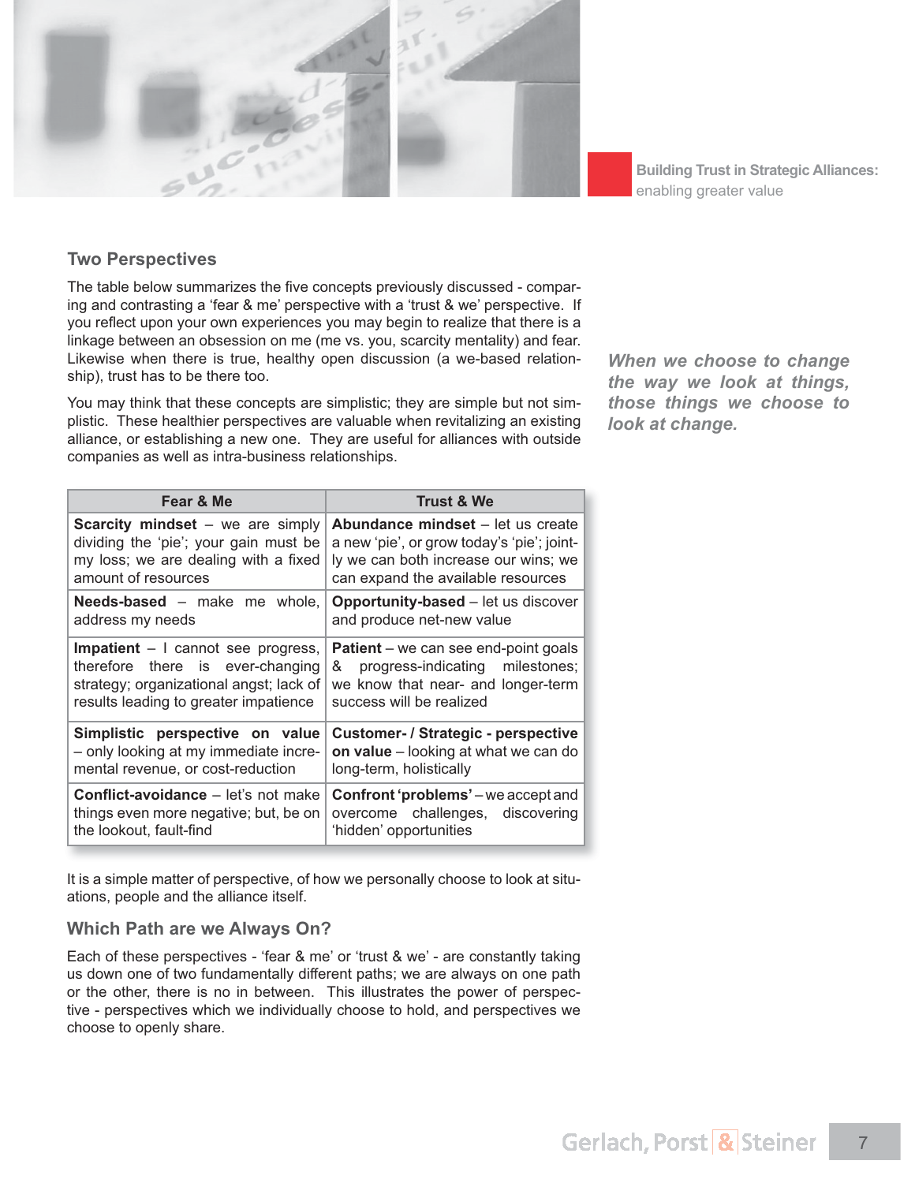## Two Perspectives

The table below summarizes the five concepts previously discussed - comparing and contrasting a 'fear & me' perspective with a 'trust & we' perspective. If you reflect upon your own experiences you may begin to realize that there is a linkage between an obsession on me (me vs. you, scarcity mentality) and fear. Likewise when there is true, healthy open discussion (a we-based relationship), trust has to be there too.

You may think that these concepts are simplistic; they are simple but not simplistic. These healthier perspectives are valuable when revitalizing an existing alliance, or establishing a new one. They are useful for alliances with outside companies as well as intra-business relationships.

*When we choose to change the way we look at things, those things we choose to look at change.*

| Fear & Me | Trust & We |
|---|---|
| **Scarcity mindset** – we are simply dividing the 'pie'; your gain must be my loss; we are dealing with a fixed amount of resources | **Abundance mindset** – let us create a new 'pie', or grow today's 'pie'; jointly we can both increase our wins; we can expand the available resources |
| **Needs-based** – make me whole, address my needs | **Opportunity-based** – let us discover and produce net-new value |
| **Impatient** – I cannot see progress, therefore there is ever-changing strategy; organizational angst; lack of results leading to greater impatience | **Patient** – we can see end-point goals & progress-indicating milestones; we know that near- and longer-term success will be realized |
| **Simplistic perspective on value** – only looking at my immediate incremental revenue, or cost-reduction | **Customer- / Strategic - perspective on value** – looking at what we can do long-term, holistically |
| **Conflict-avoidance** – let's not make things even more negative; but, be on the lookout, fault-find | **Confront 'problems'** – we accept and overcome challenges, discovering 'hidden' opportunities |

It is a simple matter of perspective, of how we personally choose to look at situations, people and the alliance itself.

## Which Path are we Always On?

Each of these perspectives - 'fear & me' or 'trust & we' - are constantly taking us down one of two fundamentally different paths; we are always on one path or the other, there is no in between. This illustrates the power of perspective - perspectives which we individually choose to hold, and perspectives we choose to openly share.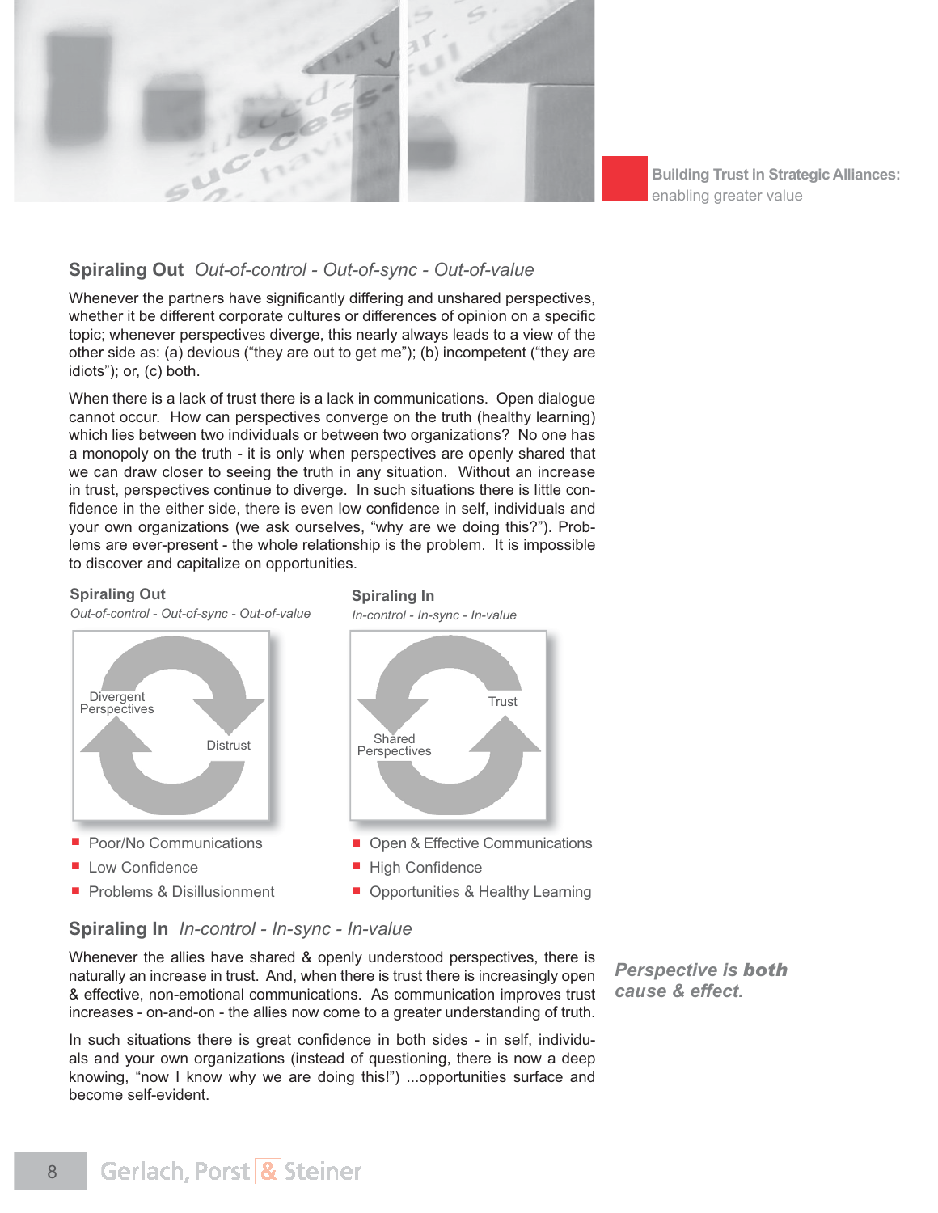## Spiraling Out *Out-of-control - Out-of-sync - Out-of-value*

Whenever the partners have significantly differing and unshared perspectives, whether it be different corporate cultures or differences of opinion on a specific topic; whenever perspectives diverge, this nearly always leads to a view of the other side as: (a) devious ("they are out to get me"); (b) incompetent ("they are idiots"); or, (c) both.

When there is a lack of trust there is a lack in communications. Open dialogue cannot occur. How can perspectives converge on the truth (healthy learning) which lies between two individuals or between two organizations? No one has a monopoly on the truth - it is only when perspectives are openly shared that we can draw closer to seeing the truth in any situation. Without an increase in trust, perspectives continue to diverge. In such situations there is little confidence in the either side, there is even low confidence in self, individuals and your own organizations (we ask ourselves, "why are we doing this?"). Problems are ever-present - the whole relationship is the problem. It is impossible to discover and capitalize on opportunities.

**Spiraling Out**
*Out-of-control - Out-of-sync - Out-of-value*

Divergent Perspectives — Distrust

- Poor/No Communications
- Low Confidence
- Problems & Disillusionment

**Spiraling In**
*In-control - In-sync - In-value*

Trust — Shared Perspectives

- Open & Effective Communications
- High Confidence
- Opportunities & Healthy Learning

## Spiraling In *In-control - In-sync - In-value*

Whenever the allies have shared & openly understood perspectives, there is naturally an increase in trust. And, when there is trust there is increasingly open & effective, non-emotional communications. As communication improves trust increases - on-and-on - the allies now come to a greater understanding of truth.

*Perspective is **both** cause & effect.*

In such situations there is great confidence in both sides - in self, individuals and your own organizations (instead of questioning, there is now a deep knowing, "now I know why we are doing this!") ...opportunities surface and become self-evident.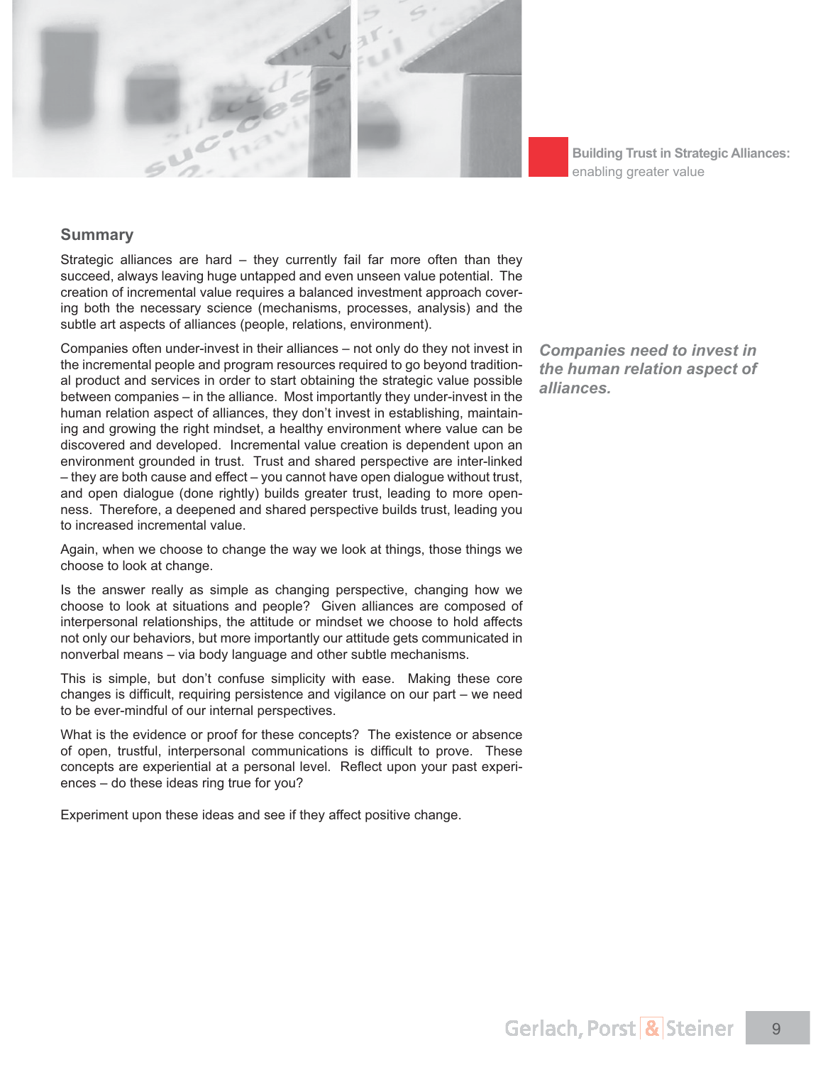## Summary

Strategic alliances are hard – they currently fail far more often than they succeed, always leaving huge untapped and even unseen value potential. The creation of incremental value requires a balanced investment approach covering both the necessary science (mechanisms, processes, analysis) and the subtle art aspects of alliances (people, relations, environment).

*Companies need to invest in the human relation aspect of alliances.*

Companies often under-invest in their alliances – not only do they not invest in the incremental people and program resources required to go beyond traditional product and services in order to start obtaining the strategic value possible between companies – in the alliance. Most importantly they under-invest in the human relation aspect of alliances, they don't invest in establishing, maintaining and growing the right mindset, a healthy environment where value can be discovered and developed. Incremental value creation is dependent upon an environment grounded in trust. Trust and shared perspective are inter-linked – they are both cause and effect – you cannot have open dialogue without trust, and open dialogue (done rightly) builds greater trust, leading to more openness. Therefore, a deepened and shared perspective builds trust, leading you to increased incremental value.

Again, when we choose to change the way we look at things, those things we choose to look at change.

Is the answer really as simple as changing perspective, changing how we choose to look at situations and people? Given alliances are composed of interpersonal relationships, the attitude or mindset we choose to hold affects not only our behaviors, but more importantly our attitude gets communicated in nonverbal means – via body language and other subtle mechanisms.

This is simple, but don't confuse simplicity with ease. Making these core changes is difficult, requiring persistence and vigilance on our part – we need to be ever-mindful of our internal perspectives.

What is the evidence or proof for these concepts? The existence or absence of open, trustful, interpersonal communications is difficult to prove. These concepts are experiential at a personal level. Reflect upon your past experiences – do these ideas ring true for you?

Experiment upon these ideas and see if they affect positive change.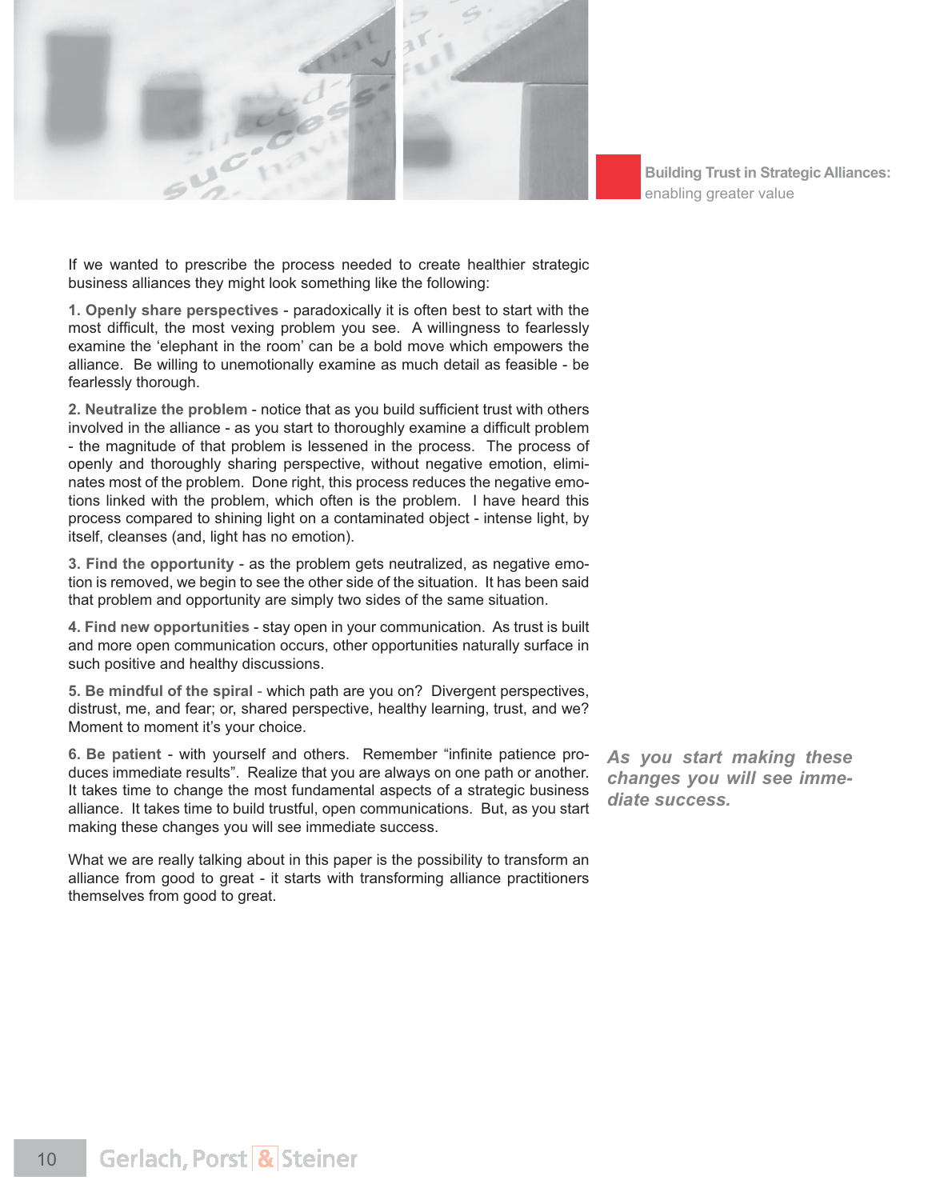If we wanted to prescribe the process needed to create healthier strategic business alliances they might look something like the following:

**1. Openly share perspectives** - paradoxically it is often best to start with the most difficult, the most vexing problem you see. A willingness to fearlessly examine the 'elephant in the room' can be a bold move which empowers the alliance. Be willing to unemotionally examine as much detail as feasible - be fearlessly thorough.

**2. Neutralize the problem** - notice that as you build sufficient trust with others involved in the alliance - as you start to thoroughly examine a difficult problem - the magnitude of that problem is lessened in the process. The process of openly and thoroughly sharing perspective, without negative emotion, eliminates most of the problem. Done right, this process reduces the negative emotions linked with the problem, which often is the problem. I have heard this process compared to shining light on a contaminated object - intense light, by itself, cleanses (and, light has no emotion).

**3. Find the opportunity** - as the problem gets neutralized, as negative emotion is removed, we begin to see the other side of the situation. It has been said that problem and opportunity are simply two sides of the same situation.

**4. Find new opportunities** - stay open in your communication. As trust is built and more open communication occurs, other opportunities naturally surface in such positive and healthy discussions.

**5. Be mindful of the spiral** - which path are you on? Divergent perspectives, distrust, me, and fear; or, shared perspective, healthy learning, trust, and we? Moment to moment it's your choice.

**6. Be patient** - with yourself and others. Remember "infinite patience produces immediate results". Realize that you are always on one path or another. It takes time to change the most fundamental aspects of a strategic business alliance. It takes time to build trustful, open communications. But, as you start making these changes you will see immediate success.

*As you start making these changes you will see immediate success.*

What we are really talking about in this paper is the possibility to transform an alliance from good to great - it starts with transforming alliance practitioners themselves from good to great.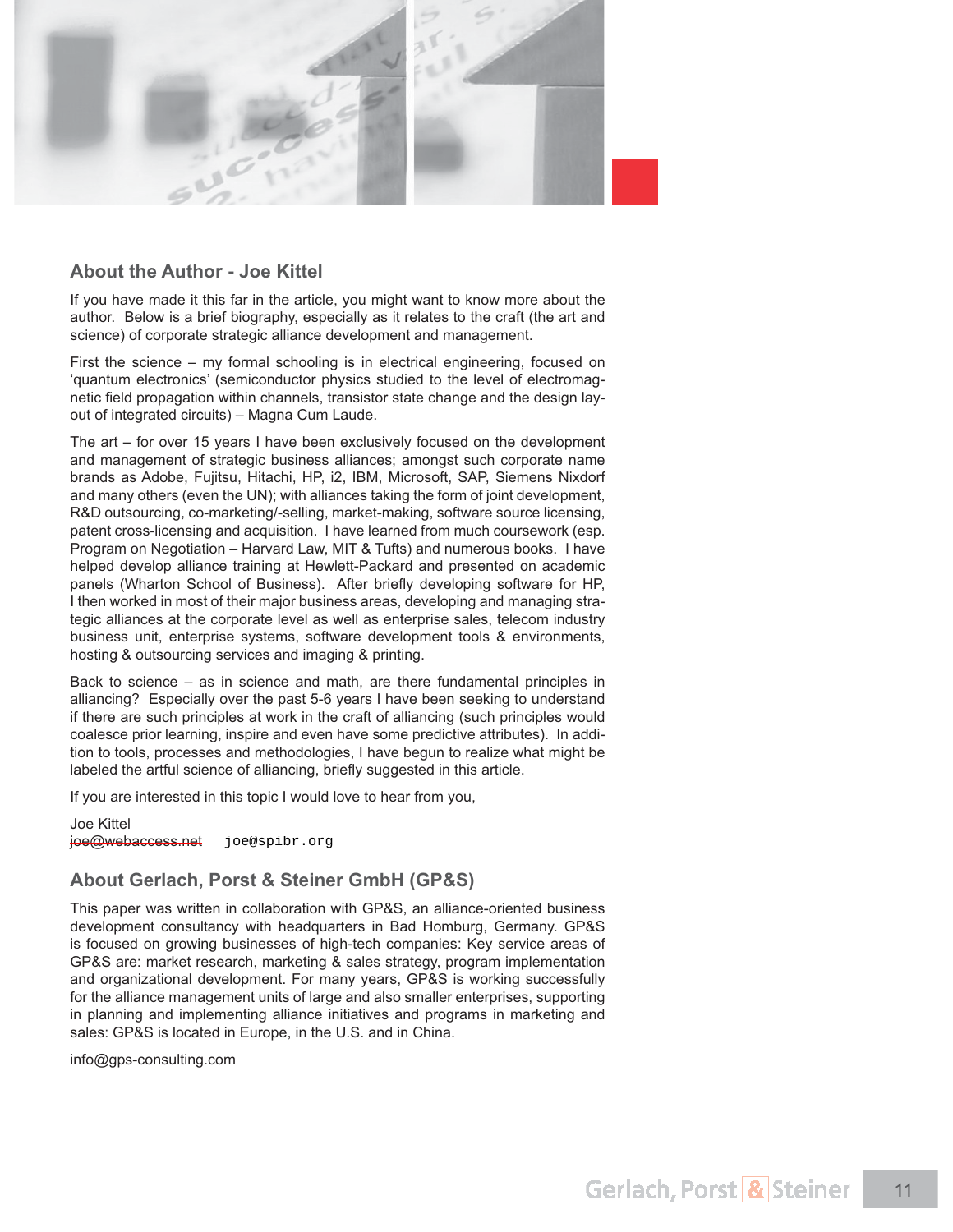## About the Author - Joe Kittel

If you have made it this far in the article, you might want to know more about the author. Below is a brief biography, especially as it relates to the craft (the art and science) of corporate strategic alliance development and management.

First the science – my formal schooling is in electrical engineering, focused on 'quantum electronics' (semiconductor physics studied to the level of electromagnetic field propagation within channels, transistor state change and the design layout of integrated circuits) – Magna Cum Laude.

The art – for over 15 years I have been exclusively focused on the development and management of strategic business alliances; amongst such corporate name brands as Adobe, Fujitsu, Hitachi, HP, i2, IBM, Microsoft, SAP, Siemens Nixdorf and many others (even the UN); with alliances taking the form of joint development, R&D outsourcing, co-marketing/-selling, market-making, software source licensing, patent cross-licensing and acquisition. I have learned from much coursework (esp. Program on Negotiation – Harvard Law, MIT & Tufts) and numerous books. I have helped develop alliance training at Hewlett-Packard and presented on academic panels (Wharton School of Business). After briefly developing software for HP, I then worked in most of their major business areas, developing and managing strategic alliances at the corporate level as well as enterprise sales, telecom industry business unit, enterprise systems, software development tools & environments, hosting & outsourcing services and imaging & printing.

Back to science – as in science and math, are there fundamental principles in alliancing? Especially over the past 5-6 years I have been seeking to understand if there are such principles at work in the craft of alliancing (such principles would coalesce prior learning, inspire and even have some predictive attributes). In addition to tools, processes and methodologies, I have begun to realize what might be labeled the artful science of alliancing, briefly suggested in this article.

If you are interested in this topic I would love to hear from you,

Joe Kittel
~~joe@webaccess.net~~ joe@spibr.org

## About Gerlach, Porst & Steiner GmbH (GP&S)

This paper was written in collaboration with GP&S, an alliance-oriented business development consultancy with headquarters in Bad Homburg, Germany. GP&S is focused on growing businesses of high-tech companies: Key service areas of GP&S are: market research, marketing & sales strategy, program implementation and organizational development. For many years, GP&S is working successfully for the alliance management units of large and also smaller enterprises, supporting in planning and implementing alliance initiatives and programs in marketing and sales: GP&S is located in Europe, in the U.S. and in China.

info@gps-consulting.com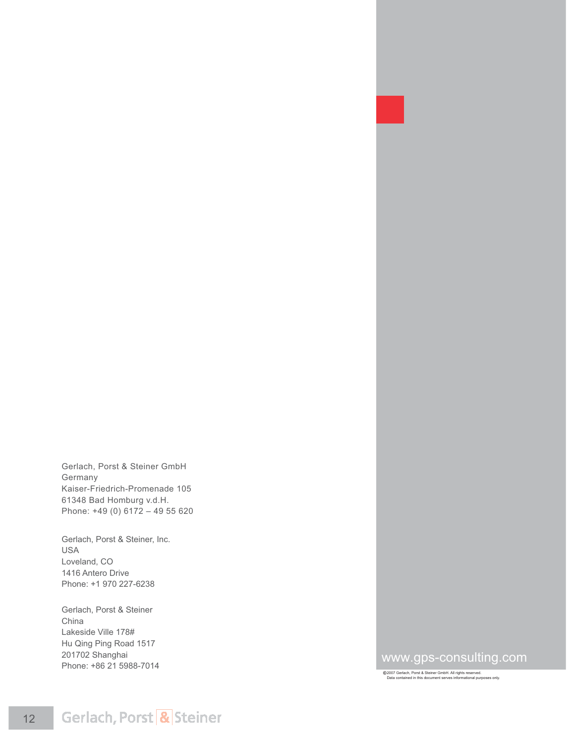Gerlach, Porst & Steiner GmbH
Germany
Kaiser-Friedrich-Promenade 105
61348 Bad Homburg v.d.H.
Phone: +49 (0) 6172 – 49 55 620

Gerlach, Porst & Steiner, Inc.
USA
Loveland, CO
1416 Antero Drive
Phone: +1 970 227-6238

Gerlach, Porst & Steiner
China
Lakeside Ville 178#
Hu Qing Ping Road 1517
201702 Shanghai
Phone: +86 21 5988-7014

www.gps-consulting.com

©2007 Gerlach, Porst & Steiner GmbH. All rights reserved.
Data contained in this document serves informational purposes only.